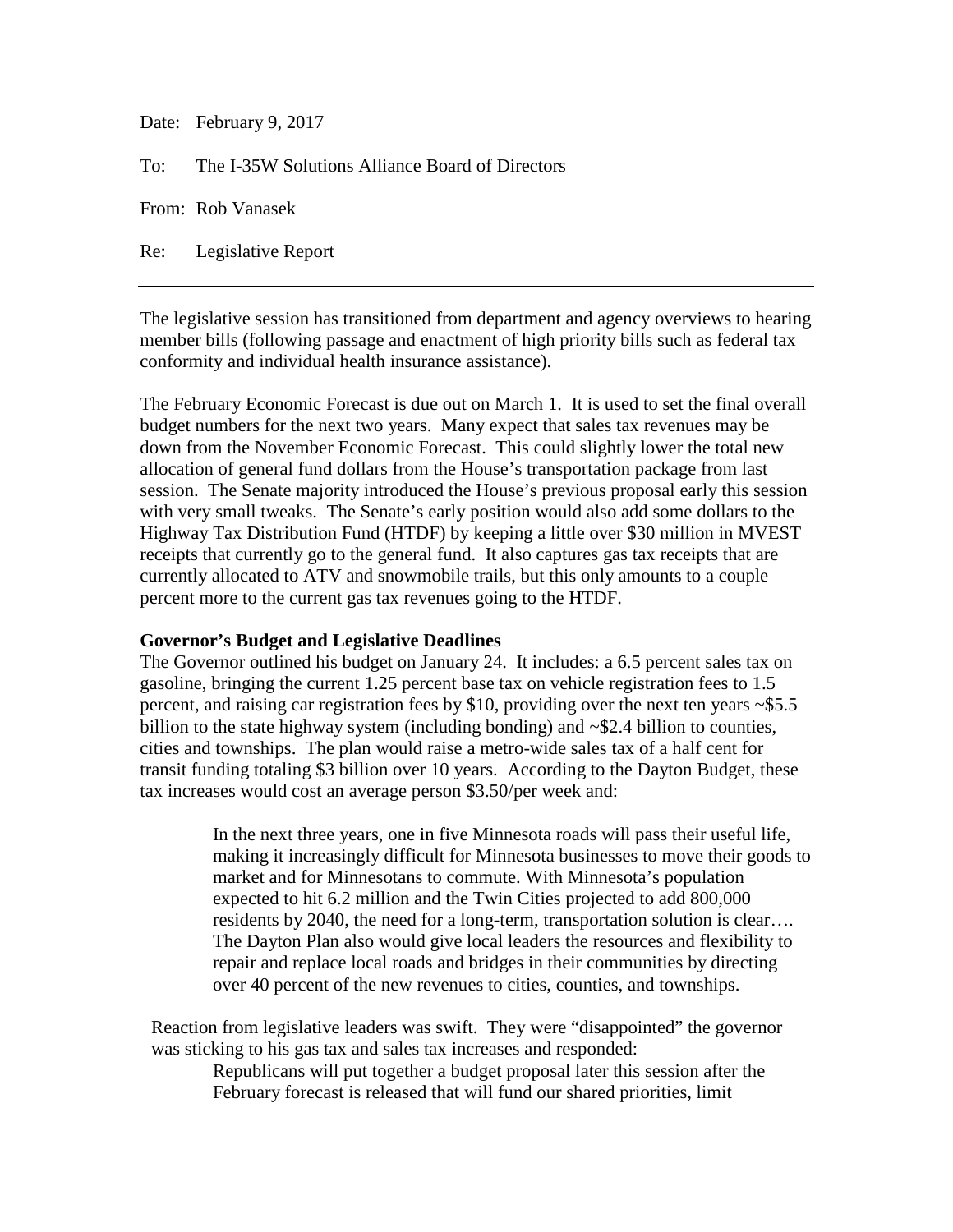Date: February 9, 2017

To: The I-35W Solutions Alliance Board of Directors

From: Rob Vanasek

Re: Legislative Report

---

The legislative session has transitioned from department and agency overviews to hearing member bills (following passage and enactment of high priority bills such as federal tax conformity and individual health insurance assistance).

The February Economic Forecast is due out on March 1. It is used to set the final overall budget numbers for the next two years. Many expect that sales tax revenues may be down from the November Economic Forecast. This could slightly lower the total new allocation of general fund dollars from the House's transportation package from last session. The Senate majority introduced the House's previous proposal early this session with very small tweaks. The Senate's early position would also add some dollars to the Highway Tax Distribution Fund (HTDF) by keeping a little over $30 million in MVEST receipts that currently go to the general fund. It also captures gas tax receipts that are currently allocated to ATV and snowmobile trails, but this only amounts to a couple percent more to the current gas tax revenues going to the HTDF.

**Governor's Budget and Legislative Deadlines**

The Governor outlined his budget on January 24. It includes: a 6.5 percent sales tax on gasoline, bringing the current 1.25 percent base tax on vehicle registration fees to 1.5 percent, and raising car registration fees by $10, providing over the next ten years ~$5.5 billion to the state highway system (including bonding) and ~$2.4 billion to counties, cities and townships. The plan would raise a metro-wide sales tax of a half cent for transit funding totaling $3 billion over 10 years. According to the Dayton Budget, these tax increases would cost an average person $3.50/per week and:

> In the next three years, one in five Minnesota roads will pass their useful life, making it increasingly difficult for Minnesota businesses to move their goods to market and for Minnesotans to commute. With Minnesota's population expected to hit 6.2 million and the Twin Cities projected to add 800,000 residents by 2040, the need for a long-term, transportation solution is clear…. The Dayton Plan also would give local leaders the resources and flexibility to repair and replace local roads and bridges in their communities by directing over 40 percent of the new revenues to cities, counties, and townships.

Reaction from legislative leaders was swift. They were "disappointed" the governor was sticking to his gas tax and sales tax increases and responded:

> Republicans will put together a budget proposal later this session after the February forecast is released that will fund our shared priorities, limit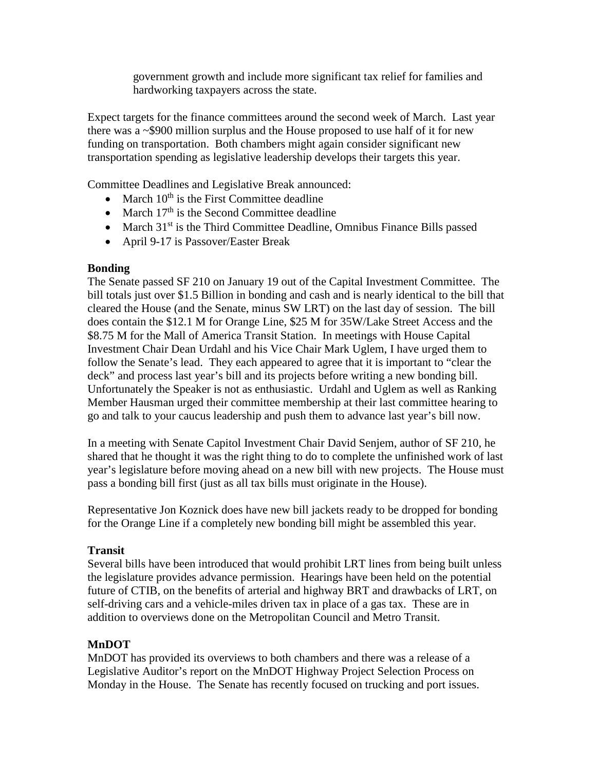government growth and include more significant tax relief for families and hardworking taxpayers across the state.

Expect targets for the finance committees around the second week of March. Last year there was a ~$900 million surplus and the House proposed to use half of it for new funding on transportation. Both chambers might again consider significant new transportation spending as legislative leadership develops their targets this year.

Committee Deadlines and Legislative Break announced:

- March 10th is the First Committee deadline
- March 17th is the Second Committee deadline
- March 31st is the Third Committee Deadline, Omnibus Finance Bills passed
- April 9-17 is Passover/Easter Break

**Bonding**

The Senate passed SF 210 on January 19 out of the Capital Investment Committee. The bill totals just over $1.5 Billion in bonding and cash and is nearly identical to the bill that cleared the House (and the Senate, minus SW LRT) on the last day of session. The bill does contain the $12.1 M for Orange Line, $25 M for 35W/Lake Street Access and the $8.75 M for the Mall of America Transit Station. In meetings with House Capital Investment Chair Dean Urdahl and his Vice Chair Mark Uglem, I have urged them to follow the Senate's lead. They each appeared to agree that it is important to "clear the deck" and process last year's bill and its projects before writing a new bonding bill. Unfortunately the Speaker is not as enthusiastic. Urdahl and Uglem as well as Ranking Member Hausman urged their committee membership at their last committee hearing to go and talk to your caucus leadership and push them to advance last year's bill now.

In a meeting with Senate Capitol Investment Chair David Senjem, author of SF 210, he shared that he thought it was the right thing to do to complete the unfinished work of last year's legislature before moving ahead on a new bill with new projects. The House must pass a bonding bill first (just as all tax bills must originate in the House).

Representative Jon Koznick does have new bill jackets ready to be dropped for bonding for the Orange Line if a completely new bonding bill might be assembled this year.

**Transit**

Several bills have been introduced that would prohibit LRT lines from being built unless the legislature provides advance permission. Hearings have been held on the potential future of CTIB, on the benefits of arterial and highway BRT and drawbacks of LRT, on self-driving cars and a vehicle-miles driven tax in place of a gas tax. These are in addition to overviews done on the Metropolitan Council and Metro Transit.

**MnDOT**

MnDOT has provided its overviews to both chambers and there was a release of a Legislative Auditor's report on the MnDOT Highway Project Selection Process on Monday in the House. The Senate has recently focused on trucking and port issues.